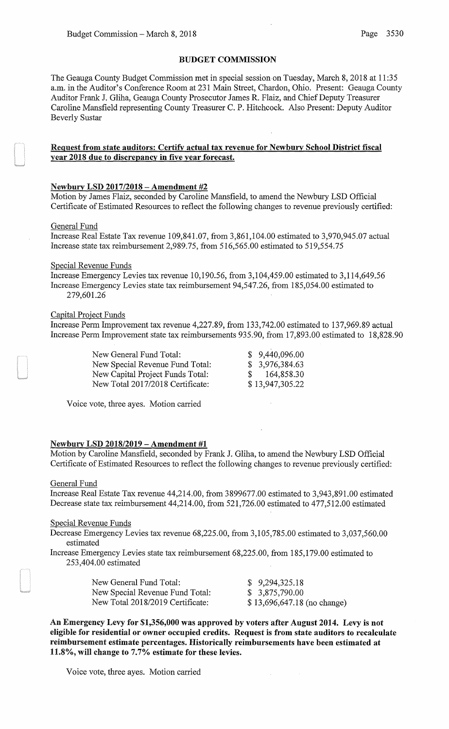## BUDGET COMMISSION

The Geauga County Budget Commission met in special session on Tuesday, March 8, 2018 at 11:35 a.m. in the Auditor's Conference Room at 231 Main Street, Chardon, Ohio. Present: Geauga County Auditor Frank J. Gliha, Geauga County Prosecutor James R. Flaiz, and Chief Deputy Treasurer Caroline Mansfield representing County Treasurer C. P. Hitchcock. Also Present: Deputy Auditor Beverly Sustar

**Request from state auditors: Certify actual tax revenue for Newbury School District fiscal year 2018 due to discrepancy in five year forecast.**

**Newbury LSD 2017/2018 – Amendment #2**

Motion by James Flaiz, seconded by Caroline Mansfield, to amend the Newbury LSD Official Certificate of Estimated Resources to reflect the following changes to revenue previously certified:

General Fund

Increase Real Estate Tax revenue 109,841.07, from 3,861,104.00 estimated to 3,970,945.07 actual
Increase state tax reimbursement 2,989.75, from 516,565.00 estimated to 519,554.75

Special Revenue Funds

Increase Emergency Levies tax revenue 10,190.56, from 3,104,459.00 estimated to 3,114,649.56
Increase Emergency Levies state tax reimbursement 94,547.26, from 185,054.00 estimated to 279,601.26

Capital Project Funds

Increase Perm Improvement tax revenue 4,227.89, from 133,742.00 estimated to 137,969.89 actual
Increase Perm Improvement state tax reimbursements 935.90, from 17,893.00 estimated to 18,828.90

| | |
|---|---|
| New General Fund Total: | $ 9,440,096.00 |
| New Special Revenue Fund Total: | $ 3,976,384.63 |
| New Capital Project Funds Total: | $ 164,858.30 |
| New Total 2017/2018 Certificate: | $ 13,947,305.22 |

Voice vote, three ayes. Motion carried

**Newbury LSD 2018/2019 – Amendment #1**

Motion by Caroline Mansfield, seconded by Frank J. Gliha, to amend the Newbury LSD Official Certificate of Estimated Resources to reflect the following changes to revenue previously certified:

General Fund

Increase Real Estate Tax revenue 44,214.00, from 3899677.00 estimated to 3,943,891.00 estimated
Decrease state tax reimbursement 44,214.00, from 521,726.00 estimated to 477,512.00 estimated

Special Revenue Funds

Decrease Emergency Levies tax revenue 68,225.00, from 3,105,785.00 estimated to 3,037,560.00 estimated
Increase Emergency Levies state tax reimbursement 68,225.00, from 185,179.00 estimated to 253,404.00 estimated

| | |
|---|---|
| New General Fund Total: | $ 9,294,325.18 |
| New Special Revenue Fund Total: | $ 3,875,790.00 |
| New Total 2018/2019 Certificate: | $ 13,696,647.18 (no change) |

**An Emergency Levy for $1,356,000 was approved by voters after August 2014. Levy is not eligible for residential or owner occupied credits. Request is from state auditors to recalculate reimbursement estimate percentages. Historically reimbursements have been estimated at 11.8%, will change to 7.7% estimate for these levies.**

Voice vote, three ayes. Motion carried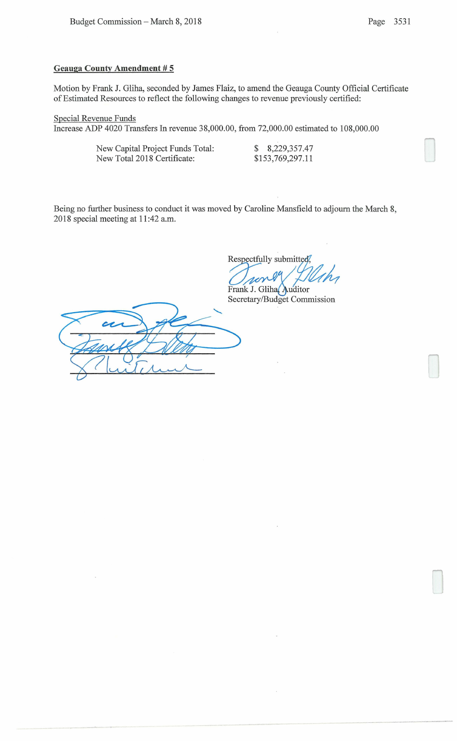**Geauga County Amendment # 5**

Motion by Frank J. Gliha, seconded by James Flaiz, to amend the Geauga County Official Certificate of Estimated Resources to reflect the following changes to revenue previously certified:

Special Revenue Funds
Increase ADP 4020 Transfers In revenue 38,000.00, from 72,000.00 estimated to 108,000.00

| | |
|---|---|
| New Capital Project Funds Total: | $ 8,229,357.47 |
| New Total 2018 Certificate: | $153,769,297.11 |

Being no further business to conduct it was moved by Caroline Mansfield to adjourn the March 8, 2018 special meeting at 11:42 a.m.

Respectfully submitted,

Frank J. Gliha, Auditor
Secretary/Budget Commission